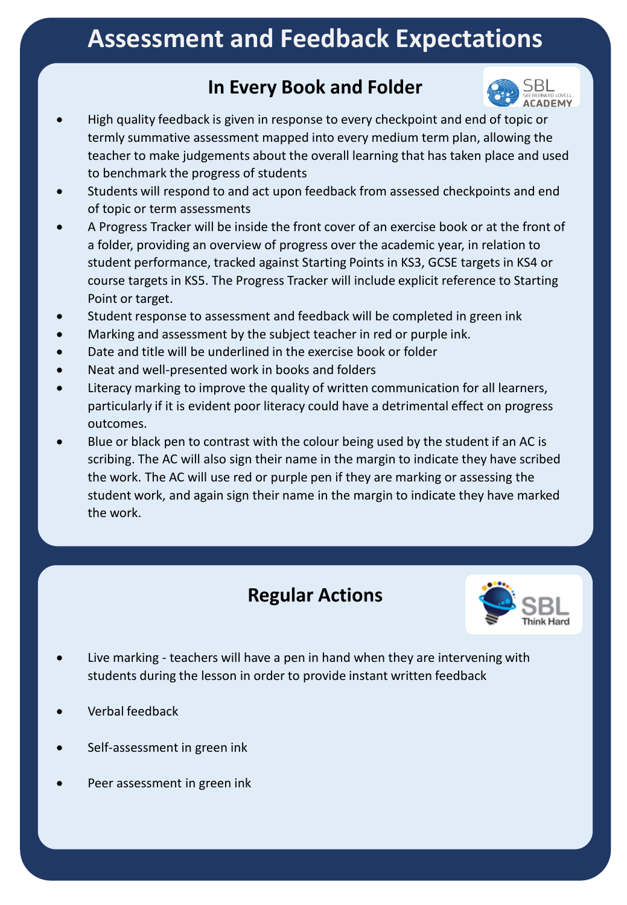# Assessment and Feedback Expectations

## In Every Book and Folder

- High quality feedback is given in response to every checkpoint and end of topic or termly summative assessment mapped into every medium term plan, allowing the teacher to make judgements about the overall learning that has taken place and used to benchmark the progress of students
- Students will respond to and act upon feedback from assessed checkpoints and end of topic or term assessments
- A Progress Tracker will be inside the front cover of an exercise book or at the front of a folder, providing an overview of progress over the academic year, in relation to student performance, tracked against Starting Points in KS3, GCSE targets in KS4 or course targets in KS5. The Progress Tracker will include explicit reference to Starting Point or target.
- Student response to assessment and feedback will be completed in green ink
- Marking and assessment by the subject teacher in red or purple ink.
- Date and title will be underlined in the exercise book or folder
- Neat and well-presented work in books and folders
- Literacy marking to improve the quality of written communication for all learners, particularly if it is evident poor literacy could have a detrimental effect on progress outcomes.
- Blue or black pen to contrast with the colour being used by the student if an AC is scribing. The AC will also sign their name in the margin to indicate they have scribed the work. The AC will use red or purple pen if they are marking or assessing the student work, and again sign their name in the margin to indicate they have marked the work.

## Regular Actions

- Live marking - teachers will have a pen in hand when they are intervening with students during the lesson in order to provide instant written feedback
- Verbal feedback
- Self-assessment in green ink
- Peer assessment in green ink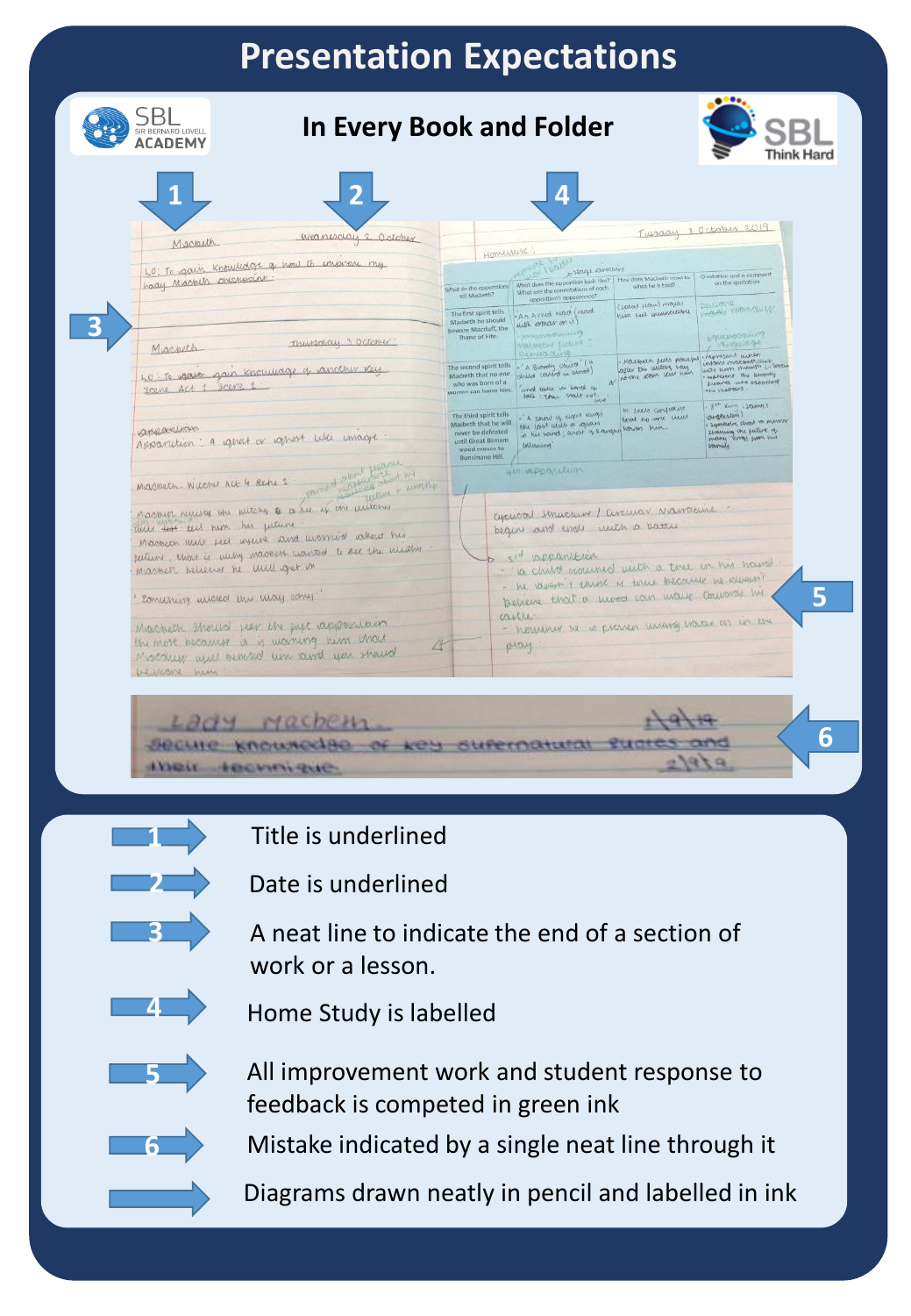# Presentation Expectations

SBL SIR BERNARD LOVELL ACADEMY

## In Every Book and Folder

SBL Think Hard

1 Title is underlined

2 Date is underlined

3 A neat line to indicate the end of a section of work or a lesson.

4 Home Study is labelled

5 All improvement work and student response to feedback is competed in green ink

6 Mistake indicated by a single neat line through it

Diagrams drawn neatly in pencil and labelled in ink